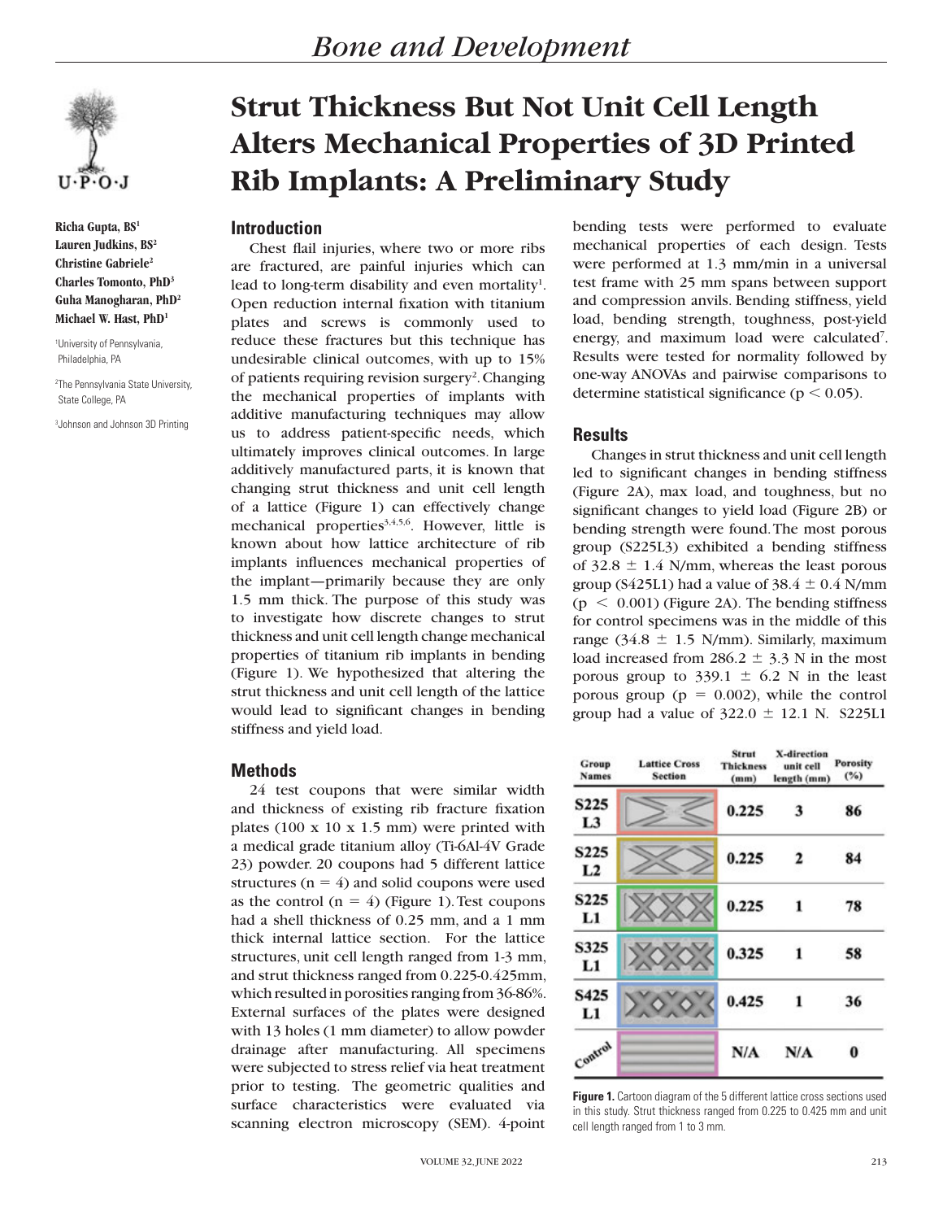# Strut Thickness But Not Unit Cell Length Alters Mechanical Properties of 3D Printed Rib Implants: A Preliminary Study

**Richa Gupta, BS[1]**
**Lauren Judkins, BS[2]**
**Christine Gabriele[2]**
**Charles Tomonto, PhD[3]**
**Guha Manogharan, PhD[2]**
**Michael W. Hast, PhD[1]**

[1]University of Pennsylvania, Philadelphia, PA

[2]The Pennsylvania State University, State College, PA

[3]Johnson and Johnson 3D Printing

## Introduction

Chest flail injuries, where two or more ribs are fractured, are painful injuries which can lead to long-term disability and even mortality[1]. Open reduction internal fixation with titanium plates and screws is commonly used to reduce these fractures but this technique has undesirable clinical outcomes, with up to 15% of patients requiring revision surgery[2]. Changing the mechanical properties of implants with additive manufacturing techniques may allow us to address patient-specific needs, which ultimately improves clinical outcomes. In large additively manufactured parts, it is known that changing strut thickness and unit cell length of a lattice (Figure 1) can effectively change mechanical properties[3,4,5,6]. However, little is known about how lattice architecture of rib implants influences mechanical properties of the implant—primarily because they are only 1.5 mm thick. The purpose of this study was to investigate how discrete changes to strut thickness and unit cell length change mechanical properties of titanium rib implants in bending (Figure 1). We hypothesized that altering the strut thickness and unit cell length of the lattice would lead to significant changes in bending stiffness and yield load.

## Methods

24 test coupons that were similar width and thickness of existing rib fracture fixation plates (100 x 10 x 1.5 mm) were printed with a medical grade titanium alloy (Ti-6Al-4V Grade 23) powder. 20 coupons had 5 different lattice structures ($n = 4$) and solid coupons were used as the control ($n = 4$) (Figure 1). Test coupons had a shell thickness of 0.25 mm, and a 1 mm thick internal lattice section. For the lattice structures, unit cell length ranged from 1-3 mm, and strut thickness ranged from 0.225-0.425mm, which resulted in porosities ranging from 36-86%. External surfaces of the plates were designed with 13 holes (1 mm diameter) to allow powder drainage after manufacturing. All specimens were subjected to stress relief via heat treatment prior to testing. The geometric qualities and surface characteristics were evaluated via scanning electron microscopy (SEM). 4-point bending tests were performed to evaluate mechanical properties of each design. Tests were performed at 1.3 mm/min in a universal test frame with 25 mm spans between support and compression anvils. Bending stiffness, yield load, bending strength, toughness, post-yield energy, and maximum load were calculated[7]. Results were tested for normality followed by one-way ANOVAs and pairwise comparisons to determine statistical significance ($p < 0.05$).

## Results

Changes in strut thickness and unit cell length led to significant changes in bending stiffness (Figure 2A), max load, and toughness, but no significant changes to yield load (Figure 2B) or bending strength were found. The most porous group (S225L3) exhibited a bending stiffness of 32.8 ± 1.4 N/mm, whereas the least porous group (S425L1) had a value of 38.4 ± 0.4 N/mm ($p < 0.001$) (Figure 2A). The bending stiffness for control specimens was in the middle of this range (34.8 ± 1.5 N/mm). Similarly, maximum load increased from 286.2 ± 3.3 N in the most porous group to 339.1 ± 6.2 N in the least porous group ($p = 0.002$), while the control group had a value of 322.0 ± 12.1 N. S225L1

| Group Names | Lattice Cross Section | Strut Thickness (mm) | X-direction unit cell length (mm) | Porosity (%) |
|---|---|---|---|---|
| S225 L3 | | 0.225 | 3 | 86 |
| S225 L2 | | 0.225 | 2 | 84 |
| S225 L1 | | 0.225 | 1 | 78 |
| S325 L1 | | 0.325 | 1 | 58 |
| S425 L1 | | 0.425 | 1 | 36 |
| Control | | N/A | N/A | 0 |

**Figure 1.** Cartoon diagram of the 5 different lattice cross sections used in this study. Strut thickness ranged from 0.225 to 0.425 mm and unit cell length ranged from 1 to 3 mm.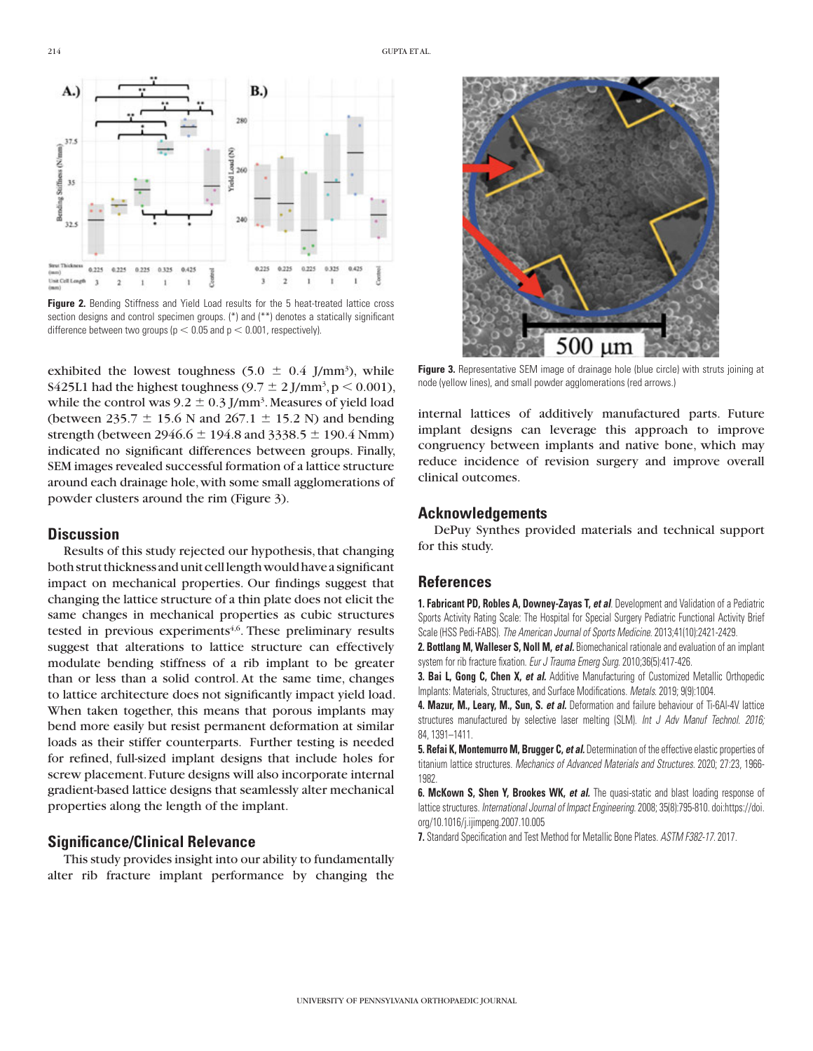A.)

Bending Stiffness (N/mm)

37.5

35

32.5

Strut Thickness (mm) 0.225 0.225 0.225 0.325 0.425 Control

Unit Cell Length (mm) 3 2 1 1 1

B.)

Yield Load (N)

280

260

240

0.225 0.225 0.225 0.325 0.425 Control

3 2 1 1 1

**Figure 2.** Bending Stiffness and Yield Load results for the 5 heat-treated lattice cross section designs and control specimen groups. (*) and (**) denotes a statically significant difference between two groups ($p < 0.05$ and $p < 0.001$, respectively).

exhibited the lowest toughness ($5.0 \pm 0.4$ J/mm³), while S425L1 had the highest toughness ($9.7 \pm 2$ J/mm³, $p < 0.001$), while the control was $9.2 \pm 0.3$ J/mm³. Measures of yield load (between $235.7 \pm 15.6$ N and $267.1 \pm 15.2$ N) and bending strength (between $2946.6 \pm 194.8$ and $3338.5 \pm 190.4$ Nmm) indicated no significant differences between groups. Finally, SEM images revealed successful formation of a lattice structure around each drainage hole, with some small agglomerations of powder clusters around the rim (Figure 3).

## Discussion

Results of this study rejected our hypothesis, that changing both strut thickness and unit cell length would have a significant impact on mechanical properties. Our findings suggest that changing the lattice structure of a thin plate does not elicit the same changes in mechanical properties as cubic structures tested in previous experiments[4,6]. These preliminary results suggest that alterations to lattice structure can effectively modulate bending stiffness of a rib implant to be greater than or less than a solid control. At the same time, changes to lattice architecture does not significantly impact yield load. When taken together, this means that porous implants may bend more easily but resist permanent deformation at similar loads as their stiffer counterparts. Further testing is needed for refined, full-sized implant designs that include holes for screw placement. Future designs will also incorporate internal gradient-based lattice designs that seamlessly alter mechanical properties along the length of the implant.

## Significance/Clinical Relevance

This study provides insight into our ability to fundamentally alter rib fracture implant performance by changing the internal lattices of additively manufactured parts. Future implant designs can leverage this approach to improve congruency between implants and native bone, which may reduce incidence of revision surgery and improve overall clinical outcomes.

500 µm

**Figure 3.** Representative SEM image of drainage hole (blue circle) with struts joining at node (yellow lines), and small powder agglomerations (red arrows.)

## Acknowledgements

DePuy Synthes provided materials and technical support for this study.

## References

**1. Fabricant PD, Robles A, Downey-Zayas T, *et al*.** Development and Validation of a Pediatric Sports Activity Rating Scale: The Hospital for Special Surgery Pediatric Functional Activity Brief Scale (HSS Pedi-FABS). *The American Journal of Sports Medicine.* 2013;41(10):2421-2429.

**2. Bottlang M, Walleser S, Noll M, *et al.*** Biomechanical rationale and evaluation of an implant system for rib fracture fixation. *Eur J Trauma Emerg Surg.* 2010;36(5):417-426.

**3. Bai L, Gong C, Chen X, *et al.*** Additive Manufacturing of Customized Metallic Orthopedic Implants: Materials, Structures, and Surface Modifications. *Metals.* 2019; 9(9):1004.

**4. Mazur, M., Leary, M., Sun, S. *et al.*** Deformation and failure behaviour of Ti-6Al-4V lattice structures manufactured by selective laser melting (SLM). *Int J Adv Manuf Technol. 2016;* 84, 1391–1411.

**5. Refai K, Montemurro M, Brugger C, *et al.*** Determination of the effective elastic properties of titanium lattice structures. *Mechanics of Advanced Materials and Structures.* 2020; 27:23, 1966-1982.

**6. McKown S, Shen Y, Brookes WK, *et al.*** The quasi-static and blast loading response of lattice structures. *International Journal of Impact Engineering.* 2008; 35(8):795-810. doi:https://doi.org/10.1016/j.ijimpeng.2007.10.005

**7.** Standard Specification and Test Method for Metallic Bone Plates. *ASTM F382-17.* 2017.